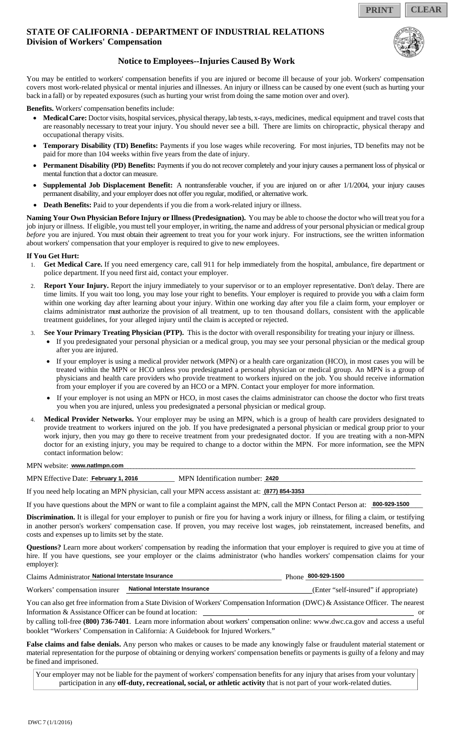PRINT CLEAR

## STATE OF CALIFORNIA - DEPARTMENT OF INDUSTRIAL RELATIONS
## Division of Workers' Compensation

### Notice to Employees--Injuries Caused By Work

You may be entitled to workers' compensation benefits if you are injured or become ill because of your job. Workers' compensation covers most work-related physical or mental injuries and illnesses. An injury or illness can be caused by one event (such as hurting your back in a fall) or by repeated exposures (such as hurting your wrist from doing the same motion over and over).

**Benefits.** Workers' compensation benefits include:

- **Medical Care:** Doctor visits, hospital services, physical therapy, lab tests, x-rays, medicines, medical equipment and travel costs that are reasonably necessary to treat your injury. You should never see a bill. There are limits on chiropractic, physical therapy and occupational therapy visits.
- **Temporary Disability (TD) Benefits:** Payments if you lose wages while recovering. For most injuries, TD benefits may not be paid for more than 104 weeks within five years from the date of injury.
- **Permanent Disability (PD) Benefits:** Payments if you do not recover completely and your injury causes a permanent loss of physical or mental function that a doctor can measure.
- **Supplemental Job Displacement Benefit:** A nontransferable voucher, if you are injured on or after 1/1/2004, your injury causes permanent disability, and your employer does not offer you regular, modified, or alternative work.
- **Death Benefits:** Paid to your dependents if you die from a work-related injury or illness.

**Naming Your Own Physician Before Injury or Illness (Predesignation).** You may be able to choose the doctor who will treat you for a job injury or illness. If eligible, you must tell your employer, in writing, the name and address of your personal physician or medical group *before* you are injured. You must obtain their agreement to treat you for your work injury. For instructions, see the written information about workers' compensation that your employer is required to give to new employees.

**If You Get Hurt:**

1. **Get Medical Care.** If you need emergency care, call 911 for help immediately from the hospital, ambulance, fire department or police department. If you need first aid, contact your employer.
2. **Report Your Injury.** Report the injury immediately to your supervisor or to an employer representative. Don't delay. There are time limits. If you wait too long, you may lose your right to benefits. Your employer is required to provide you with a claim form within one working day after learning about your injury. Within one working day after you file a claim form, your employer or claims administrator must authorize the provision of all treatment, up to ten thousand dollars, consistent with the applicable treatment guidelines, for your alleged injury until the claim is accepted or rejected.
3. **See Your Primary Treating Physician (PTP).** This is the doctor with overall responsibility for treating your injury or illness.
   - If you predesignated your personal physician or a medical group, you may see your personal physician or the medical group after you are injured.
   - If your employer is using a medical provider network (MPN) or a health care organization (HCO), in most cases you will be treated within the MPN or HCO unless you predesignated a personal physician or medical group. An MPN is a group of physicians and health care providers who provide treatment to workers injured on the job. You should receive information from your employer if you are covered by an HCO or a MPN. Contact your employer for more information.
   - If your employer is not using an MPN or HCO, in most cases the claims administrator can choose the doctor who first treats you when you are injured, unless you predesignated a personal physician or medical group.
4. **Medical Provider Networks.** Your employer may be using an MPN, which is a group of health care providers designated to provide treatment to workers injured on the job. If you have predesignated a personal physician or medical group prior to your work injury, then you may go there to receive treatment from your predesignated doctor. If you are treating with a non-MPN doctor for an existing injury, you may be required to change to a doctor within the MPN. For more information, see the MPN contact information below:

MPN website: www.natlmpn.com

MPN Effective Date: February 1, 2016 MPN Identification number: 2420

If you need help locating an MPN physician, call your MPN access assistant at: (877) 854-3353

If you have questions about the MPN or want to file a complaint against the MPN, call the MPN Contact Person at: 800-929-1500

**Discrimination.** It is illegal for your employer to punish or fire you for having a work injury or illness, for filing a claim, or testifying in another person's workers' compensation case. If proven, you may receive lost wages, job reinstatement, increased benefits, and costs and expenses up to limits set by the state.

**Questions?** Learn more about workers' compensation by reading the information that your employer is required to give you at time of hire. If you have questions, see your employer or the claims administrator (who handles workers' compensation claims for your employer):

Claims Administrator National Interstate Insurance Phone 800-929-1500

Workers' compensation insurer National Interstate Insurance (Enter "self-insured" if appropriate)

You can also get free information from a State Division of Workers' Compensation Information (DWC) & Assistance Officer. The nearest Information & Assistance Officer can be found at location: ______ or by calling toll-free **(800) 736-7401**. Learn more information about workers' compensation online: www.dwc.ca.gov and access a useful booklet "Workers' Compensation in California: A Guidebook for Injured Workers."

**False claims and false denials.** Any person who makes or causes to be made any knowingly false or fraudulent material statement or material representation for the purpose of obtaining or denying workers' compensation benefits or payments is guilty of a felony and may be fined and imprisoned.

Your employer may not be liable for the payment of workers' compensation benefits for any injury that arises from your voluntary participation in any **off-duty, recreational, social, or athletic activity** that is not part of your work-related duties.

DWC 7 (1/1/2016)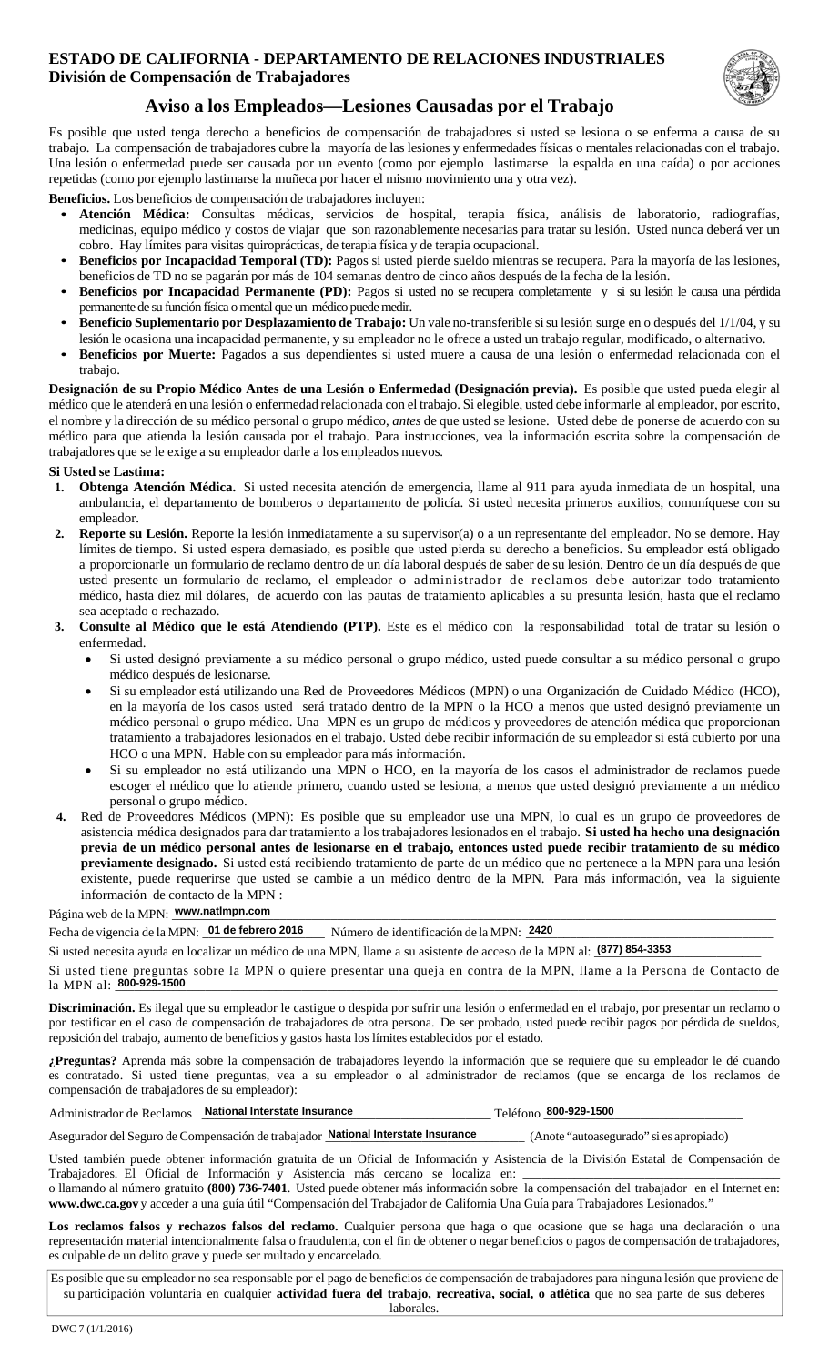**ESTADO DE CALIFORNIA - DEPARTAMENTO DE RELACIONES INDUSTRIALES**
**División de Compensación de Trabajadores**

# Aviso a los Empleados—Lesiones Causadas por el Trabajo

Es posible que usted tenga derecho a beneficios de compensación de trabajadores si usted se lesiona o se enferma a causa de su trabajo. La compensación de trabajadores cubre la mayoría de las lesiones y enfermedades físicas o mentales relacionadas con el trabajo. Una lesión o enfermedad puede ser causada por un evento (como por ejemplo lastimarse la espalda en una caída) o por acciones repetidas (como por ejemplo lastimarse la muñeca por hacer el mismo movimiento una y otra vez).

**Beneficios.** Los beneficios de compensación de trabajadores incluyen:

- **Atención Médica:** Consultas médicas, servicios de hospital, terapia física, análisis de laboratorio, radiografías, medicinas, equipo médico y costos de viajar que son razonablemente necesarias para tratar su lesión. Usted nunca deberá ver un cobro. Hay límites para visitas quiroprácticas, de terapia física y de terapia ocupacional.
- **Beneficios por Incapacidad Temporal (TD):** Pagos si usted pierde sueldo mientras se recupera. Para la mayoría de las lesiones, beneficios de TD no se pagarán por más de 104 semanas dentro de cinco años después de la fecha de la lesión.
- **Beneficios por Incapacidad Permanente (PD):** Pagos si usted no se recupera completamente y si su lesión le causa una pérdida permanente de su función física o mental que un médico puede medir.
- **Beneficio Suplementario por Desplazamiento de Trabajo:** Un vale no-transferible si su lesión surge en o después del 1/1/04, y su lesión le ocasiona una incapacidad permanente, y su empleador no le ofrece a usted un trabajo regular, modificado, o alternativo.
- **Beneficios por Muerte:** Pagados a sus dependientes si usted muere a causa de una lesión o enfermedad relacionada con el trabajo.

**Designación de su Propio Médico Antes de una Lesión o Enfermedad (Designación previa).** Es posible que usted pueda elegir al médico que le atenderá en una lesión o enfermedad relacionada con el trabajo. Si elegible, usted debe informarle al empleador, por escrito, el nombre y la dirección de su médico personal o grupo médico, *antes* de que usted se lesione. Usted debe de ponerse de acuerdo con su médico para que atienda la lesión causada por el trabajo. Para instrucciones, vea la información escrita sobre la compensación de trabajadores que se le exige a su empleador darle a los empleados nuevos.

**Si Usted se Lastima:**

1. **Obtenga Atención Médica.** Si usted necesita atención de emergencia, llame al 911 para ayuda inmediata de un hospital, una ambulancia, el departamento de bomberos o departamento de policía. Si usted necesita primeros auxilios, comuníquese con su empleador.
2. **Reporte su Lesión.** Reporte la lesión inmediatamente a su supervisor(a) o a un representante del empleador. No se demore. Hay límites de tiempo. Si usted espera demasiado, es posible que usted pierda su derecho a beneficios. Su empleador está obligado a proporcionarle un formulario de reclamo dentro de un día laboral después de saber de su lesión. Dentro de un día después de que usted presente un formulario de reclamo, el empleador o administrador de reclamos debe autorizar todo tratamiento médico, hasta diez mil dólares, de acuerdo con las pautas de tratamiento aplicables a su presunta lesión, hasta que el reclamo sea aceptado o rechazado.
3. **Consulte al Médico que le está Atendiendo (PTP).** Este es el médico con la responsabilidad total de tratar su lesión o enfermedad.
   - Si usted designó previamente a su médico personal o grupo médico, usted puede consultar a su médico personal o grupo médico después de lesionarse.
   - Si su empleador está utilizando una Red de Proveedores Médicos (MPN) o una Organización de Cuidado Médico (HCO), en la mayoría de los casos usted será tratado dentro de la MPN o la HCO a menos que usted designó previamente un médico personal o grupo médico. Una MPN es un grupo de médicos y proveedores de atención médica que proporcionan tratamiento a trabajadores lesionados en el trabajo. Usted debe recibir información de su empleador si está cubierto por una HCO o una MPN. Hable con su empleador para más información.
   - Si su empleador no está utilizando una MPN o HCO, en la mayoría de los casos el administrador de reclamos puede escoger el médico que lo atiende primero, cuando usted se lesiona, a menos que usted designó previamente a un médico personal o grupo médico.
4. Red de Proveedores Médicos (MPN): Es posible que su empleador use una MPN, lo cual es un grupo de proveedores de asistencia médica designados para dar tratamiento a los trabajadores lesionados en el trabajo. **Si usted ha hecho una designación previa de un médico personal antes de lesionarse en el trabajo, entonces usted puede recibir tratamiento de su médico previamente designado.** Si usted está recibiendo tratamiento de parte de un médico que no pertenece a la MPN para una lesión existente, puede requerirse que usted se cambie a un médico dentro de la MPN. Para más información, vea la siguiente información de contacto de la MPN :

Página web de la MPN: www.natlmpn.com

Fecha de vigencia de la MPN: 01 de febrero 2016 Número de identificación de la MPN: 2420

Si usted necesita ayuda en localizar un médico de una MPN, llame a su asistente de acceso de la MPN al: (877) 854-3353

Si usted tiene preguntas sobre la MPN o quiere presentar una queja en contra de la MPN, llame a la Persona de Contacto de la MPN al: 800-929-1500

**Discriminación.** Es ilegal que su empleador le castigue o despida por sufrir una lesión o enfermedad en el trabajo, por presentar un reclamo o por testificar en el caso de compensación de trabajadores de otra persona. De ser probado, usted puede recibir pagos por pérdida de sueldos, reposición del trabajo, aumento de beneficios y gastos hasta los límites establecidos por el estado.

**¿Preguntas?** Aprenda más sobre la compensación de trabajadores leyendo la información que se requiere que su empleador le dé cuando es contratado. Si usted tiene preguntas, vea a su empleador o al administrador de reclamos (que se encarga de los reclamos de compensación de trabajadores de su empleador):

Administrador de Reclamos National Interstate Insurance Teléfono 800-929-1500

Asegurador del Seguro de Compensación de trabajador National Interstate Insurance (Anote "autoasegurado" si es apropiado)

Usted también puede obtener información gratuita de un Oficial de Información y Asistencia de la División Estatal de Compensación de Trabajadores. El Oficial de Información y Asistencia más cercano se localiza en: ______________________ o llamando al número gratuito **(800) 736-7401**. Usted puede obtener más información sobre la compensación del trabajador en el Internet en: **www.dwc.ca.gov** y acceder a una guía útil "Compensación del Trabajador de California Una Guía para Trabajadores Lesionados."

**Los reclamos falsos y rechazos falsos del reclamo.** Cualquier persona que haga o que ocasione que se haga una declaración o una representación material intencionalmente falsa o fraudulenta, con el fin de obtener o negar beneficios o pagos de compensación de trabajadores, es culpable de un delito grave y puede ser multado y encarcelado.

Es posible que su empleador no sea responsable por el pago de beneficios de compensación de trabajadores para ninguna lesión que proviene de su participación voluntaria en cualquier **actividad fuera del trabajo, recreativa, social, o atlética** que no sea parte de sus deberes laborales.

DWC 7 (1/1/2016)